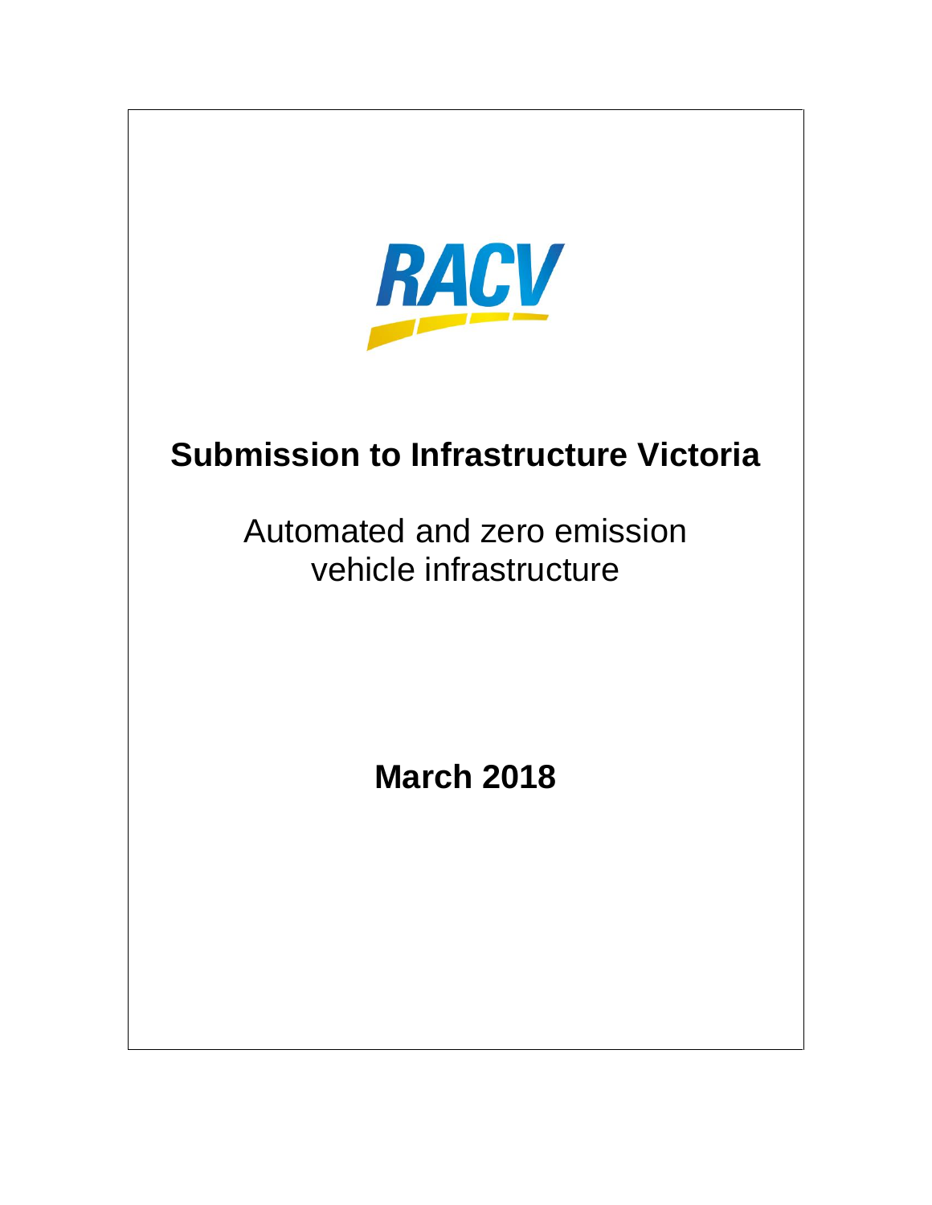RACV

# Submission to Infrastructure Victoria

Automated and zero emission vehicle infrastructure

**March 2018**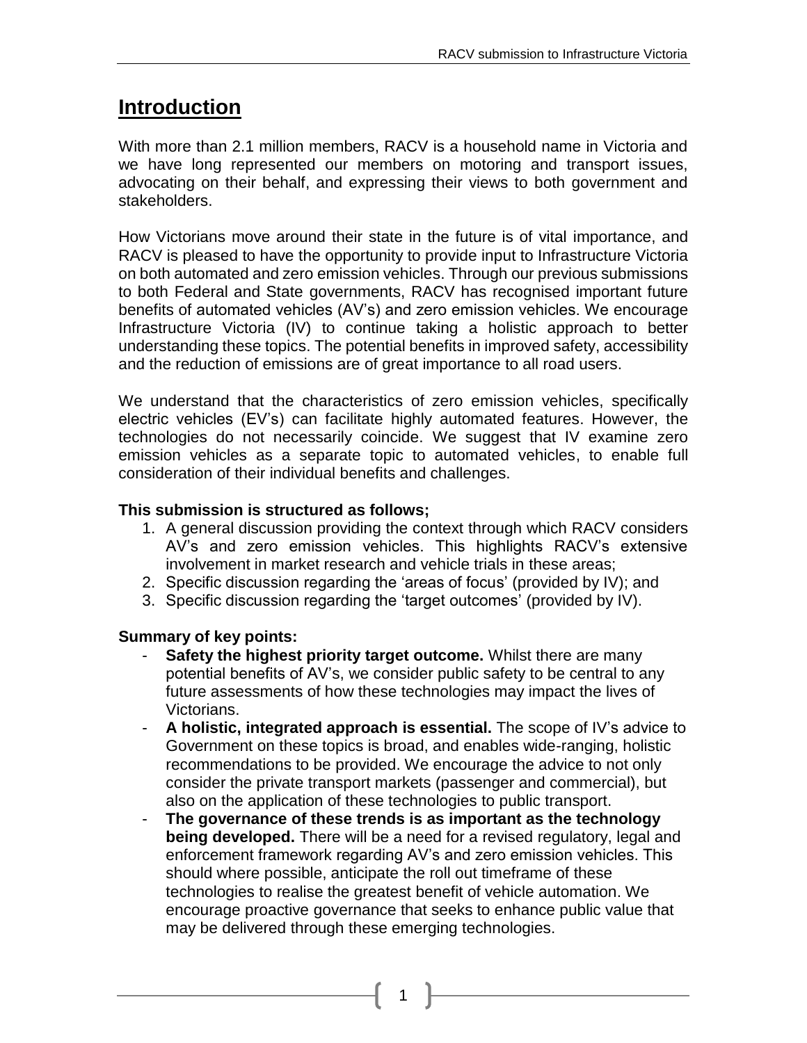# Introduction

With more than 2.1 million members, RACV is a household name in Victoria and we have long represented our members on motoring and transport issues, advocating on their behalf, and expressing their views to both government and stakeholders.

How Victorians move around their state in the future is of vital importance, and RACV is pleased to have the opportunity to provide input to Infrastructure Victoria on both automated and zero emission vehicles. Through our previous submissions to both Federal and State governments, RACV has recognised important future benefits of automated vehicles (AV's) and zero emission vehicles. We encourage Infrastructure Victoria (IV) to continue taking a holistic approach to better understanding these topics. The potential benefits in improved safety, accessibility and the reduction of emissions are of great importance to all road users.

We understand that the characteristics of zero emission vehicles, specifically electric vehicles (EV's) can facilitate highly automated features. However, the technologies do not necessarily coincide. We suggest that IV examine zero emission vehicles as a separate topic to automated vehicles, to enable full consideration of their individual benefits and challenges.

**This submission is structured as follows;**

1. A general discussion providing the context through which RACV considers AV's and zero emission vehicles. This highlights RACV's extensive involvement in market research and vehicle trials in these areas;
2. Specific discussion regarding the 'areas of focus' (provided by IV); and
3. Specific discussion regarding the 'target outcomes' (provided by IV).

**Summary of key points:**

- **Safety the highest priority target outcome.** Whilst there are many potential benefits of AV's, we consider public safety to be central to any future assessments of how these technologies may impact the lives of Victorians.
- **A holistic, integrated approach is essential.** The scope of IV's advice to Government on these topics is broad, and enables wide-ranging, holistic recommendations to be provided. We encourage the advice to not only consider the private transport markets (passenger and commercial), but also on the application of these technologies to public transport.
- **The governance of these trends is as important as the technology being developed.** There will be a need for a revised regulatory, legal and enforcement framework regarding AV's and zero emission vehicles. This should where possible, anticipate the roll out timeframe of these technologies to realise the greatest benefit of vehicle automation. We encourage proactive governance that seeks to enhance public value that may be delivered through these emerging technologies.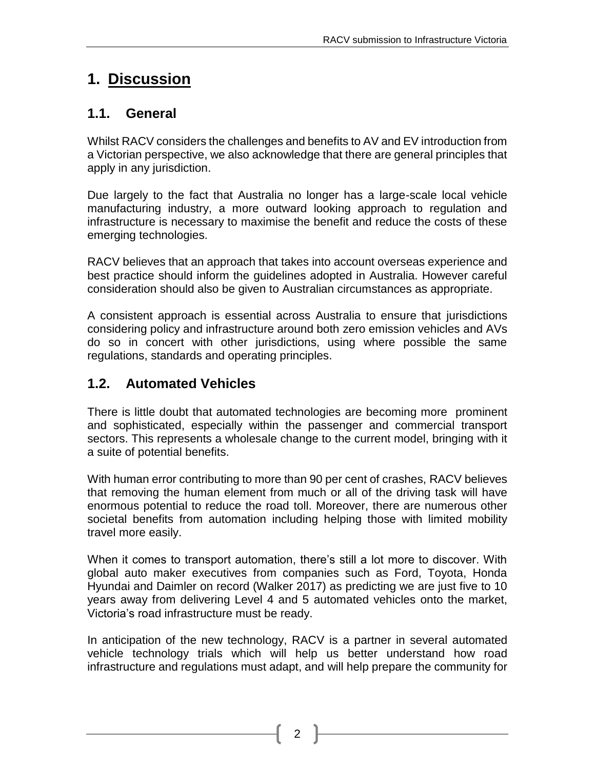# 1. Discussion

## 1.1. General

Whilst RACV considers the challenges and benefits to AV and EV introduction from a Victorian perspective, we also acknowledge that there are general principles that apply in any jurisdiction.

Due largely to the fact that Australia no longer has a large-scale local vehicle manufacturing industry, a more outward looking approach to regulation and infrastructure is necessary to maximise the benefit and reduce the costs of these emerging technologies.

RACV believes that an approach that takes into account overseas experience and best practice should inform the guidelines adopted in Australia. However careful consideration should also be given to Australian circumstances as appropriate.

A consistent approach is essential across Australia to ensure that jurisdictions considering policy and infrastructure around both zero emission vehicles and AVs do so in concert with other jurisdictions, using where possible the same regulations, standards and operating principles.

## 1.2. Automated Vehicles

There is little doubt that automated technologies are becoming more prominent and sophisticated, especially within the passenger and commercial transport sectors. This represents a wholesale change to the current model, bringing with it a suite of potential benefits.

With human error contributing to more than 90 per cent of crashes, RACV believes that removing the human element from much or all of the driving task will have enormous potential to reduce the road toll. Moreover, there are numerous other societal benefits from automation including helping those with limited mobility travel more easily.

When it comes to transport automation, there's still a lot more to discover. With global auto maker executives from companies such as Ford, Toyota, Honda Hyundai and Daimler on record (Walker 2017) as predicting we are just five to 10 years away from delivering Level 4 and 5 automated vehicles onto the market, Victoria's road infrastructure must be ready.

In anticipation of the new technology, RACV is a partner in several automated vehicle technology trials which will help us better understand how road infrastructure and regulations must adapt, and will help prepare the community for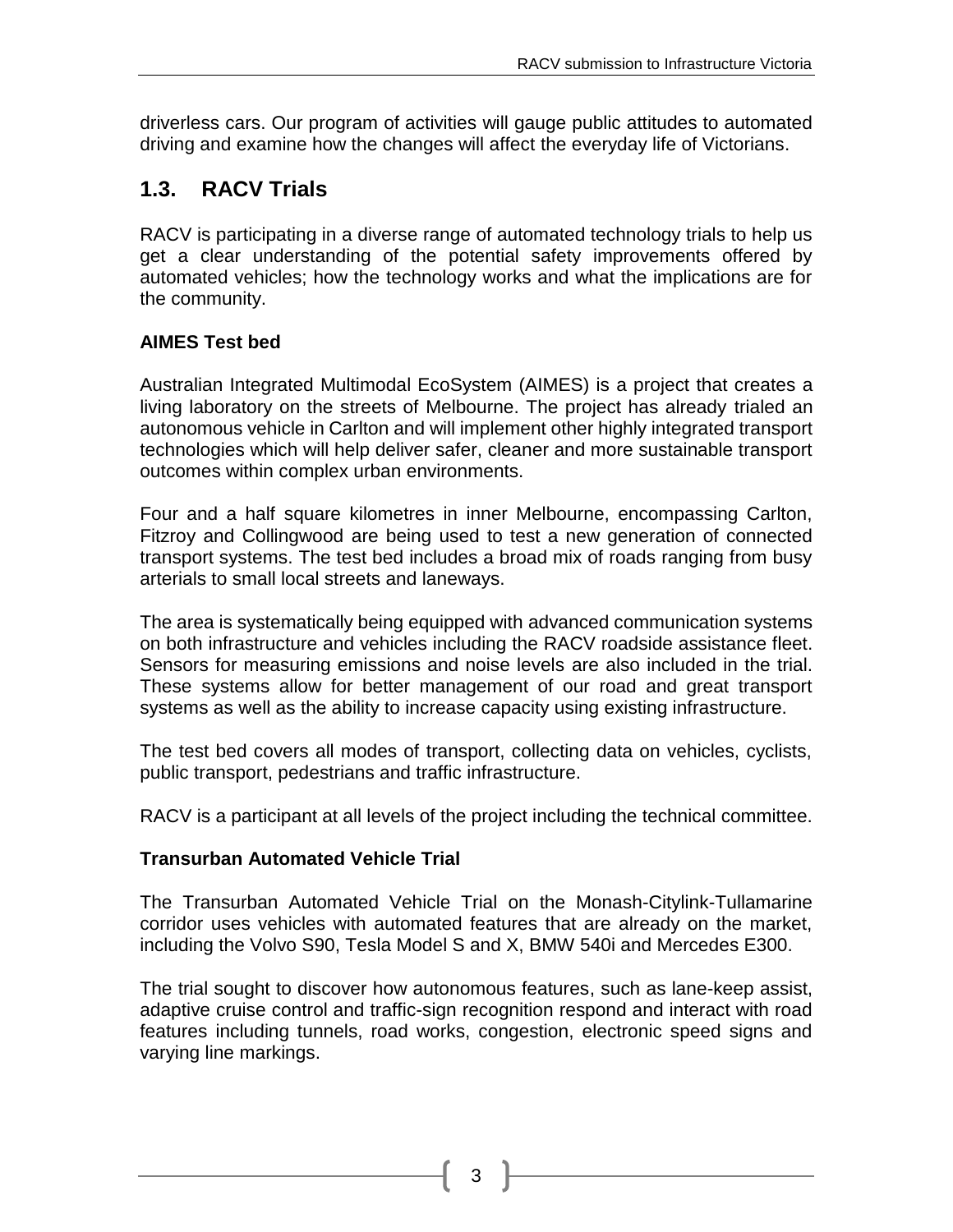driverless cars. Our program of activities will gauge public attitudes to automated driving and examine how the changes will affect the everyday life of Victorians.

## 1.3. RACV Trials

RACV is participating in a diverse range of automated technology trials to help us get a clear understanding of the potential safety improvements offered by automated vehicles; how the technology works and what the implications are for the community.

**AIMES Test bed**

Australian Integrated Multimodal EcoSystem (AIMES) is a project that creates a living laboratory on the streets of Melbourne. The project has already trialed an autonomous vehicle in Carlton and will implement other highly integrated transport technologies which will help deliver safer, cleaner and more sustainable transport outcomes within complex urban environments.

Four and a half square kilometres in inner Melbourne, encompassing Carlton, Fitzroy and Collingwood are being used to test a new generation of connected transport systems. The test bed includes a broad mix of roads ranging from busy arterials to small local streets and laneways.

The area is systematically being equipped with advanced communication systems on both infrastructure and vehicles including the RACV roadside assistance fleet. Sensors for measuring emissions and noise levels are also included in the trial. These systems allow for better management of our road and great transport systems as well as the ability to increase capacity using existing infrastructure.

The test bed covers all modes of transport, collecting data on vehicles, cyclists, public transport, pedestrians and traffic infrastructure.

RACV is a participant at all levels of the project including the technical committee.

**Transurban Automated Vehicle Trial**

The Transurban Automated Vehicle Trial on the Monash-Citylink-Tullamarine corridor uses vehicles with automated features that are already on the market, including the Volvo S90, Tesla Model S and X, BMW 540i and Mercedes E300.

The trial sought to discover how autonomous features, such as lane-keep assist, adaptive cruise control and traffic-sign recognition respond and interact with road features including tunnels, road works, congestion, electronic speed signs and varying line markings.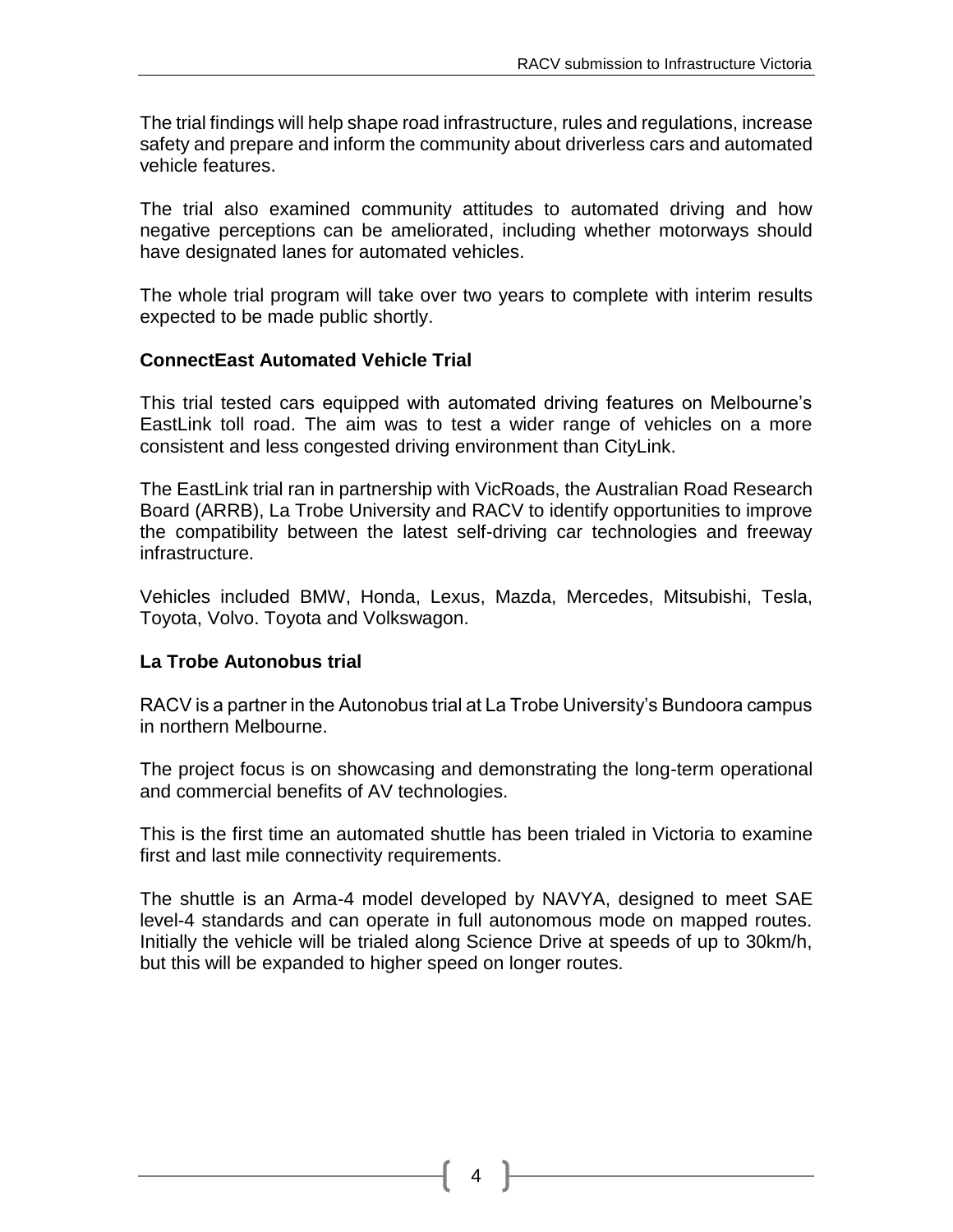The trial findings will help shape road infrastructure, rules and regulations, increase safety and prepare and inform the community about driverless cars and automated vehicle features.

The trial also examined community attitudes to automated driving and how negative perceptions can be ameliorated, including whether motorways should have designated lanes for automated vehicles.

The whole trial program will take over two years to complete with interim results expected to be made public shortly.

**ConnectEast Automated Vehicle Trial**

This trial tested cars equipped with automated driving features on Melbourne's EastLink toll road. The aim was to test a wider range of vehicles on a more consistent and less congested driving environment than CityLink.

The EastLink trial ran in partnership with VicRoads, the Australian Road Research Board (ARRB), La Trobe University and RACV to identify opportunities to improve the compatibility between the latest self-driving car technologies and freeway infrastructure.

Vehicles included BMW, Honda, Lexus, Mazda, Mercedes, Mitsubishi, Tesla, Toyota, Volvo. Toyota and Volkswagon.

**La Trobe Autonobus trial**

RACV is a partner in the Autonobus trial at La Trobe University's Bundoora campus in northern Melbourne.

The project focus is on showcasing and demonstrating the long-term operational and commercial benefits of AV technologies.

This is the first time an automated shuttle has been trialed in Victoria to examine first and last mile connectivity requirements.

The shuttle is an Arma-4 model developed by NAVYA, designed to meet SAE level-4 standards and can operate in full autonomous mode on mapped routes. Initially the vehicle will be trialed along Science Drive at speeds of up to 30km/h, but this will be expanded to higher speed on longer routes.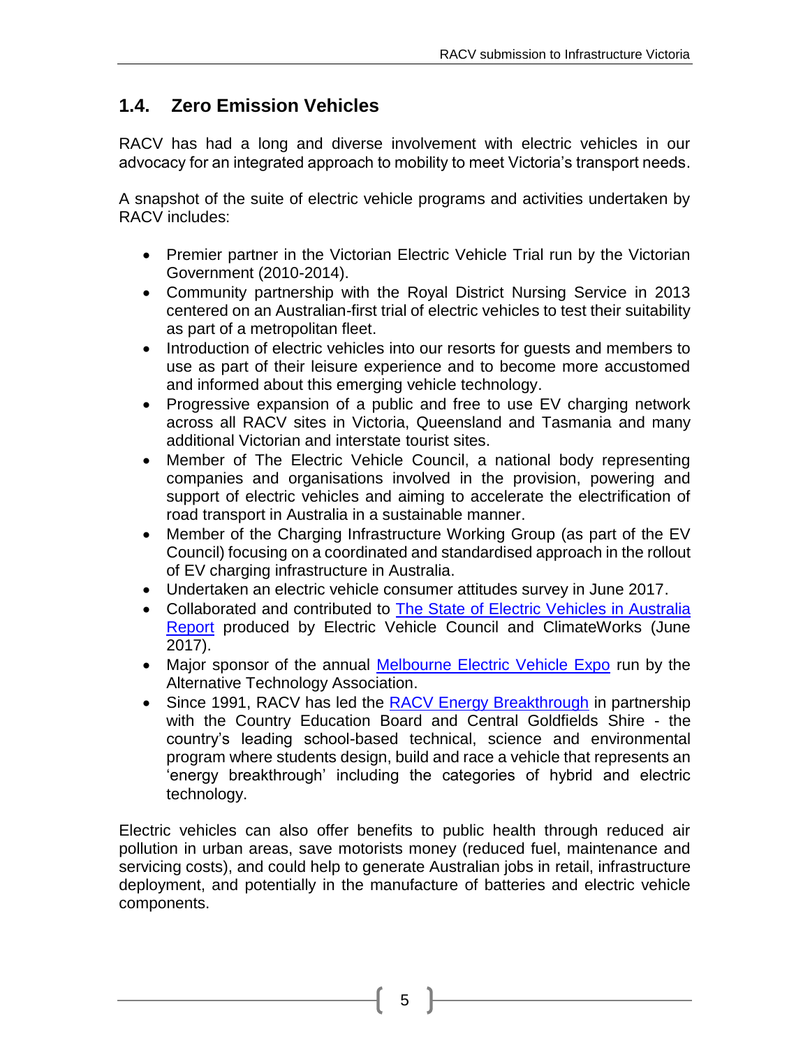## 1.4. Zero Emission Vehicles

RACV has had a long and diverse involvement with electric vehicles in our advocacy for an integrated approach to mobility to meet Victoria's transport needs.

A snapshot of the suite of electric vehicle programs and activities undertaken by RACV includes:

- Premier partner in the Victorian Electric Vehicle Trial run by the Victorian Government (2010-2014).
- Community partnership with the Royal District Nursing Service in 2013 centered on an Australian-first trial of electric vehicles to test their suitability as part of a metropolitan fleet.
- Introduction of electric vehicles into our resorts for guests and members to use as part of their leisure experience and to become more accustomed and informed about this emerging vehicle technology.
- Progressive expansion of a public and free to use EV charging network across all RACV sites in Victoria, Queensland and Tasmania and many additional Victorian and interstate tourist sites.
- Member of The Electric Vehicle Council, a national body representing companies and organisations involved in the provision, powering and support of electric vehicles and aiming to accelerate the electrification of road transport in Australia in a sustainable manner.
- Member of the Charging Infrastructure Working Group (as part of the EV Council) focusing on a coordinated and standardised approach in the rollout of EV charging infrastructure in Australia.
- Undertaken an electric vehicle consumer attitudes survey in June 2017.
- Collaborated and contributed to The State of Electric Vehicles in Australia Report produced by Electric Vehicle Council and ClimateWorks (June 2017).
- Major sponsor of the annual Melbourne Electric Vehicle Expo run by the Alternative Technology Association.
- Since 1991, RACV has led the RACV Energy Breakthrough in partnership with the Country Education Board and Central Goldfields Shire - the country's leading school-based technical, science and environmental program where students design, build and race a vehicle that represents an 'energy breakthrough' including the categories of hybrid and electric technology.

Electric vehicles can also offer benefits to public health through reduced air pollution in urban areas, save motorists money (reduced fuel, maintenance and servicing costs), and could help to generate Australian jobs in retail, infrastructure deployment, and potentially in the manufacture of batteries and electric vehicle components.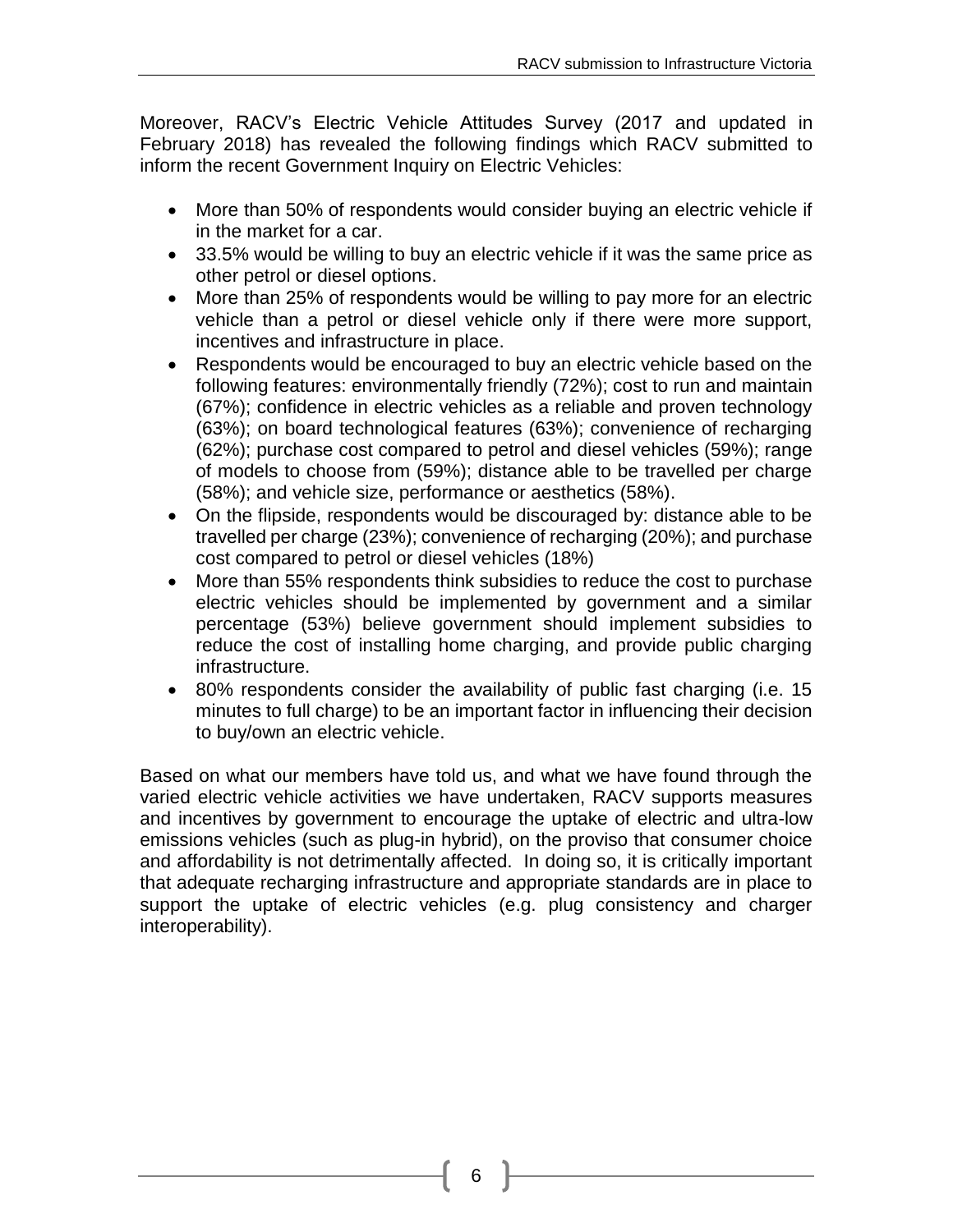Moreover, RACV's Electric Vehicle Attitudes Survey (2017 and updated in February 2018) has revealed the following findings which RACV submitted to inform the recent Government Inquiry on Electric Vehicles:

- More than 50% of respondents would consider buying an electric vehicle if in the market for a car.
- 33.5% would be willing to buy an electric vehicle if it was the same price as other petrol or diesel options.
- More than 25% of respondents would be willing to pay more for an electric vehicle than a petrol or diesel vehicle only if there were more support, incentives and infrastructure in place.
- Respondents would be encouraged to buy an electric vehicle based on the following features: environmentally friendly (72%); cost to run and maintain (67%); confidence in electric vehicles as a reliable and proven technology (63%); on board technological features (63%); convenience of recharging (62%); purchase cost compared to petrol and diesel vehicles (59%); range of models to choose from (59%); distance able to be travelled per charge (58%); and vehicle size, performance or aesthetics (58%).
- On the flipside, respondents would be discouraged by: distance able to be travelled per charge (23%); convenience of recharging (20%); and purchase cost compared to petrol or diesel vehicles (18%)
- More than 55% respondents think subsidies to reduce the cost to purchase electric vehicles should be implemented by government and a similar percentage (53%) believe government should implement subsidies to reduce the cost of installing home charging, and provide public charging infrastructure.
- 80% respondents consider the availability of public fast charging (i.e. 15 minutes to full charge) to be an important factor in influencing their decision to buy/own an electric vehicle.

Based on what our members have told us, and what we have found through the varied electric vehicle activities we have undertaken, RACV supports measures and incentives by government to encourage the uptake of electric and ultra-low emissions vehicles (such as plug-in hybrid), on the proviso that consumer choice and affordability is not detrimentally affected. In doing so, it is critically important that adequate recharging infrastructure and appropriate standards are in place to support the uptake of electric vehicles (e.g. plug consistency and charger interoperability).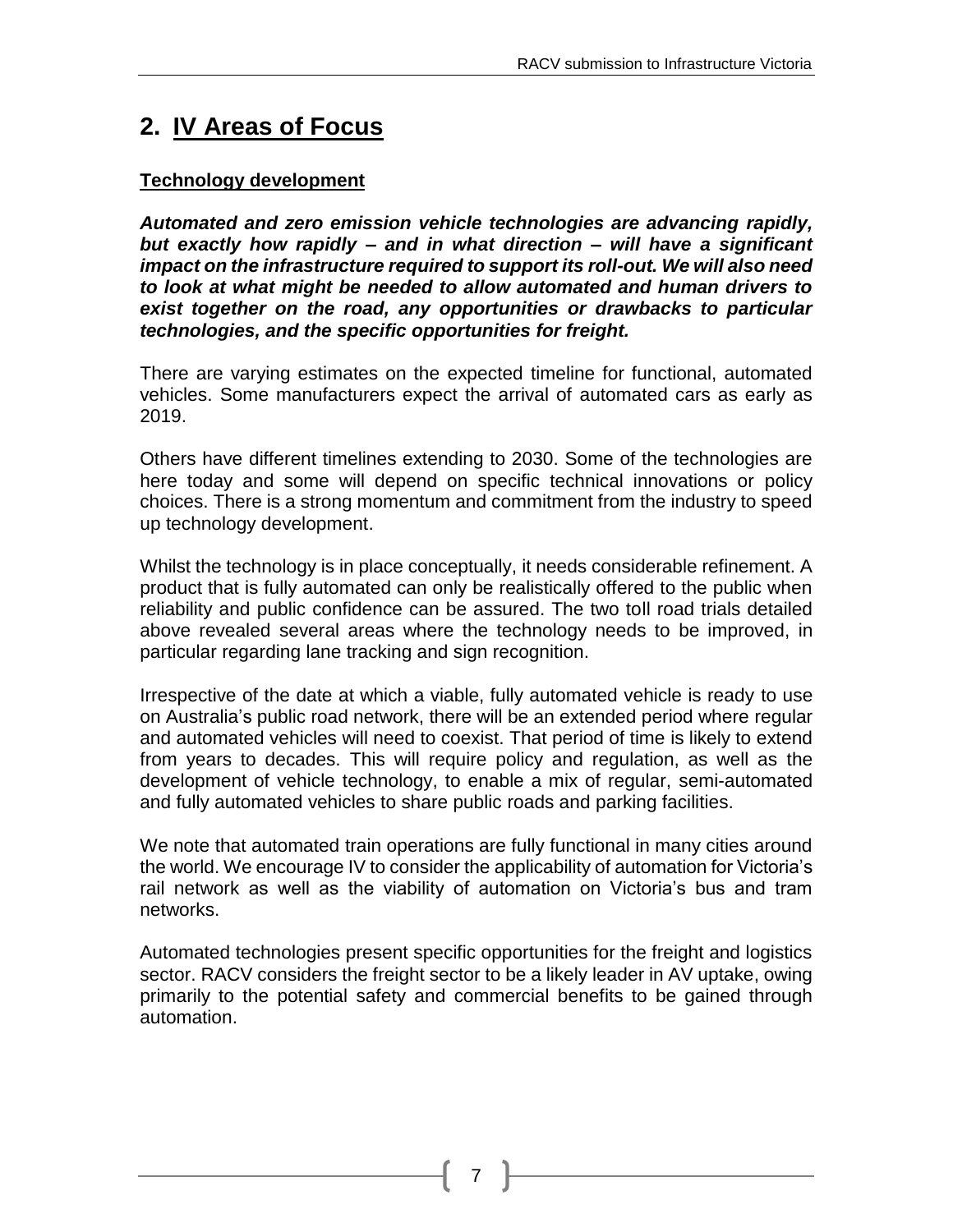## 2. IV Areas of Focus

### Technology development

***Automated and zero emission vehicle technologies are advancing rapidly, but exactly how rapidly – and in what direction – will have a significant impact on the infrastructure required to support its roll-out. We will also need to look at what might be needed to allow automated and human drivers to exist together on the road, any opportunities or drawbacks to particular technologies, and the specific opportunities for freight.***

There are varying estimates on the expected timeline for functional, automated vehicles. Some manufacturers expect the arrival of automated cars as early as 2019.

Others have different timelines extending to 2030. Some of the technologies are here today and some will depend on specific technical innovations or policy choices. There is a strong momentum and commitment from the industry to speed up technology development.

Whilst the technology is in place conceptually, it needs considerable refinement. A product that is fully automated can only be realistically offered to the public when reliability and public confidence can be assured. The two toll road trials detailed above revealed several areas where the technology needs to be improved, in particular regarding lane tracking and sign recognition.

Irrespective of the date at which a viable, fully automated vehicle is ready to use on Australia's public road network, there will be an extended period where regular and automated vehicles will need to coexist. That period of time is likely to extend from years to decades. This will require policy and regulation, as well as the development of vehicle technology, to enable a mix of regular, semi-automated and fully automated vehicles to share public roads and parking facilities.

We note that automated train operations are fully functional in many cities around the world. We encourage IV to consider the applicability of automation for Victoria's rail network as well as the viability of automation on Victoria's bus and tram networks.

Automated technologies present specific opportunities for the freight and logistics sector. RACV considers the freight sector to be a likely leader in AV uptake, owing primarily to the potential safety and commercial benefits to be gained through automation.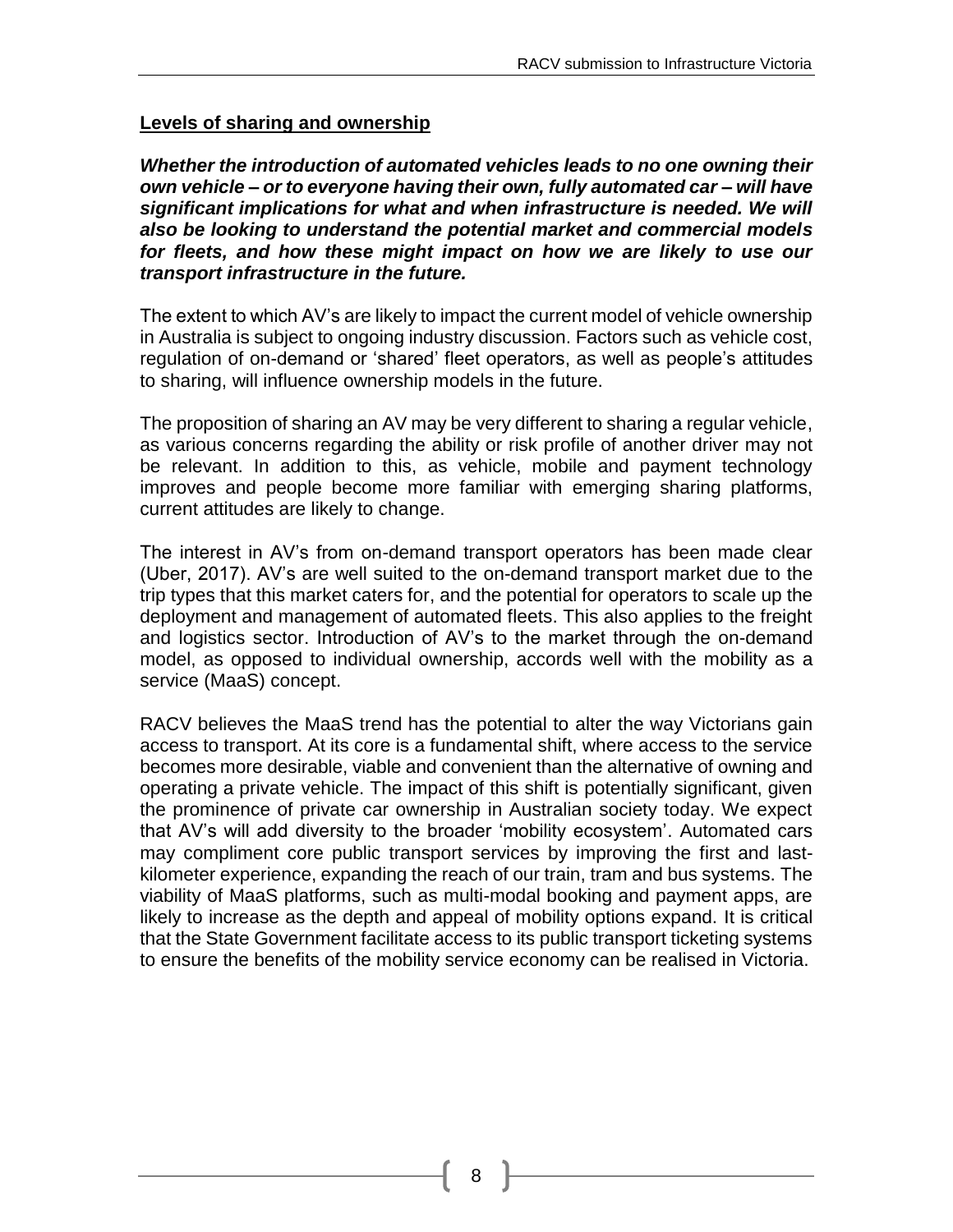**Levels of sharing and ownership**

***Whether the introduction of automated vehicles leads to no one owning their own vehicle – or to everyone having their own, fully automated car – will have significant implications for what and when infrastructure is needed. We will also be looking to understand the potential market and commercial models for fleets, and how these might impact on how we are likely to use our transport infrastructure in the future.***

The extent to which AV's are likely to impact the current model of vehicle ownership in Australia is subject to ongoing industry discussion. Factors such as vehicle cost, regulation of on-demand or 'shared' fleet operators, as well as people's attitudes to sharing, will influence ownership models in the future.

The proposition of sharing an AV may be very different to sharing a regular vehicle, as various concerns regarding the ability or risk profile of another driver may not be relevant. In addition to this, as vehicle, mobile and payment technology improves and people become more familiar with emerging sharing platforms, current attitudes are likely to change.

The interest in AV's from on-demand transport operators has been made clear (Uber, 2017). AV's are well suited to the on-demand transport market due to the trip types that this market caters for, and the potential for operators to scale up the deployment and management of automated fleets. This also applies to the freight and logistics sector. Introduction of AV's to the market through the on-demand model, as opposed to individual ownership, accords well with the mobility as a service (MaaS) concept.

RACV believes the MaaS trend has the potential to alter the way Victorians gain access to transport. At its core is a fundamental shift, where access to the service becomes more desirable, viable and convenient than the alternative of owning and operating a private vehicle. The impact of this shift is potentially significant, given the prominence of private car ownership in Australian society today. We expect that AV's will add diversity to the broader 'mobility ecosystem'. Automated cars may compliment core public transport services by improving the first and last-kilometer experience, expanding the reach of our train, tram and bus systems. The viability of MaaS platforms, such as multi-modal booking and payment apps, are likely to increase as the depth and appeal of mobility options expand. It is critical that the State Government facilitate access to its public transport ticketing systems to ensure the benefits of the mobility service economy can be realised in Victoria.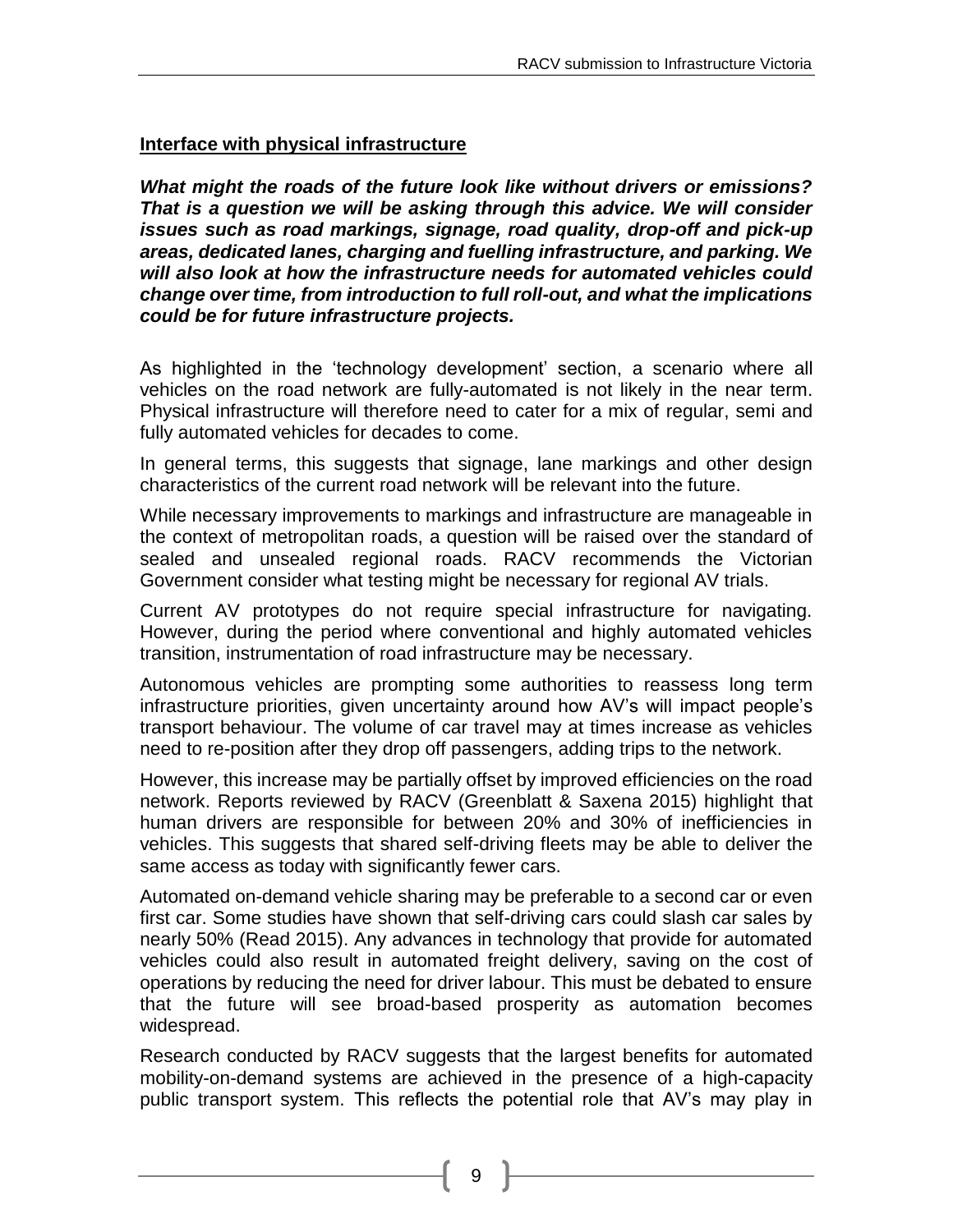**Interface with physical infrastructure**

***What might the roads of the future look like without drivers or emissions? That is a question we will be asking through this advice. We will consider issues such as road markings, signage, road quality, drop-off and pick-up areas, dedicated lanes, charging and fuelling infrastructure, and parking. We will also look at how the infrastructure needs for automated vehicles could change over time, from introduction to full roll-out, and what the implications could be for future infrastructure projects.***

As highlighted in the 'technology development' section, a scenario where all vehicles on the road network are fully-automated is not likely in the near term. Physical infrastructure will therefore need to cater for a mix of regular, semi and fully automated vehicles for decades to come.

In general terms, this suggests that signage, lane markings and other design characteristics of the current road network will be relevant into the future.

While necessary improvements to markings and infrastructure are manageable in the context of metropolitan roads, a question will be raised over the standard of sealed and unsealed regional roads. RACV recommends the Victorian Government consider what testing might be necessary for regional AV trials.

Current AV prototypes do not require special infrastructure for navigating. However, during the period where conventional and highly automated vehicles transition, instrumentation of road infrastructure may be necessary.

Autonomous vehicles are prompting some authorities to reassess long term infrastructure priorities, given uncertainty around how AV's will impact people's transport behaviour. The volume of car travel may at times increase as vehicles need to re-position after they drop off passengers, adding trips to the network.

However, this increase may be partially offset by improved efficiencies on the road network. Reports reviewed by RACV (Greenblatt & Saxena 2015) highlight that human drivers are responsible for between 20% and 30% of inefficiencies in vehicles. This suggests that shared self-driving fleets may be able to deliver the same access as today with significantly fewer cars.

Automated on-demand vehicle sharing may be preferable to a second car or even first car. Some studies have shown that self-driving cars could slash car sales by nearly 50% (Read 2015). Any advances in technology that provide for automated vehicles could also result in automated freight delivery, saving on the cost of operations by reducing the need for driver labour. This must be debated to ensure that the future will see broad-based prosperity as automation becomes widespread.

Research conducted by RACV suggests that the largest benefits for automated mobility-on-demand systems are achieved in the presence of a high-capacity public transport system. This reflects the potential role that AV's may play in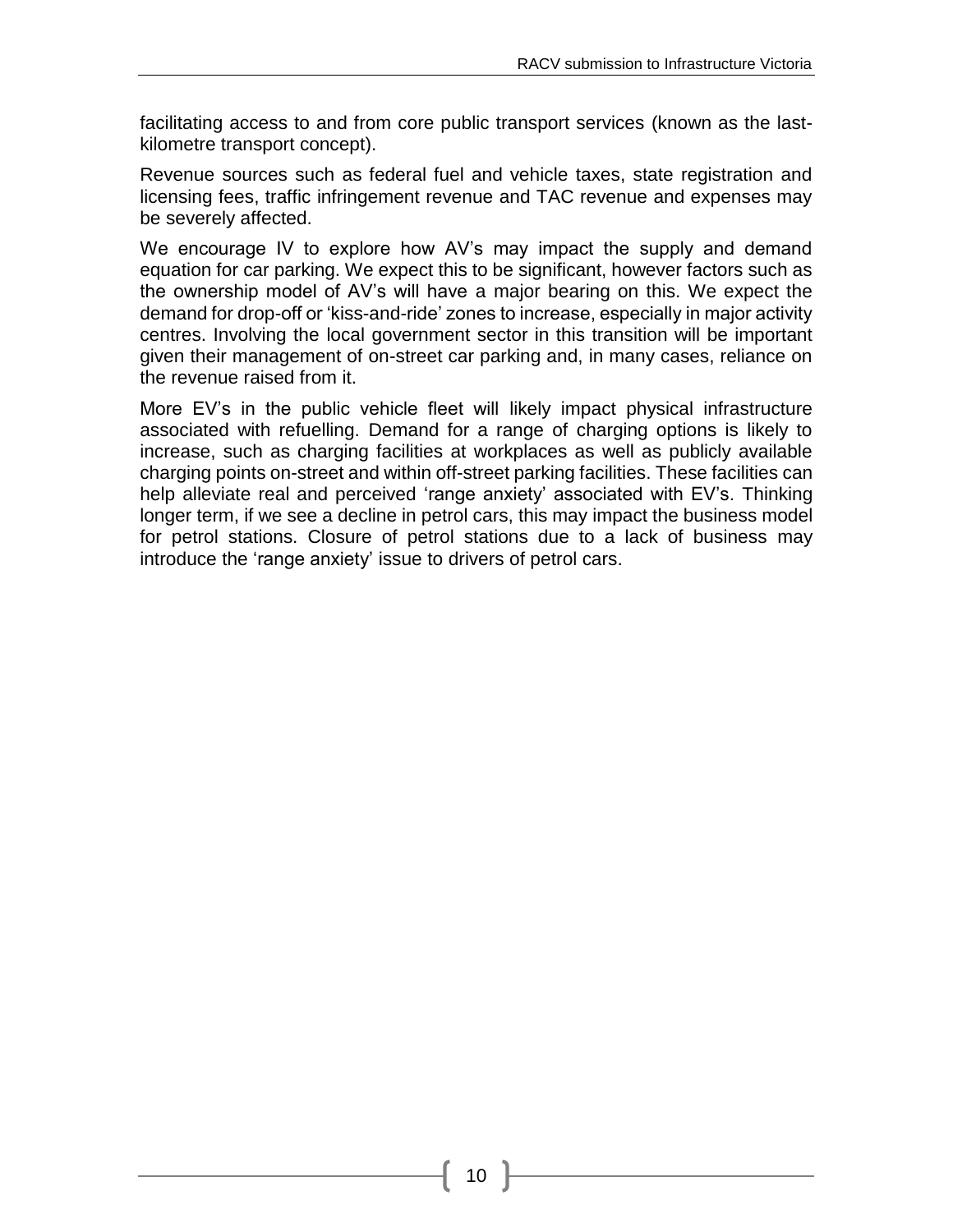facilitating access to and from core public transport services (known as the last-kilometre transport concept).

Revenue sources such as federal fuel and vehicle taxes, state registration and licensing fees, traffic infringement revenue and TAC revenue and expenses may be severely affected.

We encourage IV to explore how AV's may impact the supply and demand equation for car parking. We expect this to be significant, however factors such as the ownership model of AV's will have a major bearing on this. We expect the demand for drop-off or 'kiss-and-ride' zones to increase, especially in major activity centres. Involving the local government sector in this transition will be important given their management of on-street car parking and, in many cases, reliance on the revenue raised from it.

More EV's in the public vehicle fleet will likely impact physical infrastructure associated with refuelling. Demand for a range of charging options is likely to increase, such as charging facilities at workplaces as well as publicly available charging points on-street and within off-street parking facilities. These facilities can help alleviate real and perceived 'range anxiety' associated with EV's. Thinking longer term, if we see a decline in petrol cars, this may impact the business model for petrol stations. Closure of petrol stations due to a lack of business may introduce the 'range anxiety' issue to drivers of petrol cars.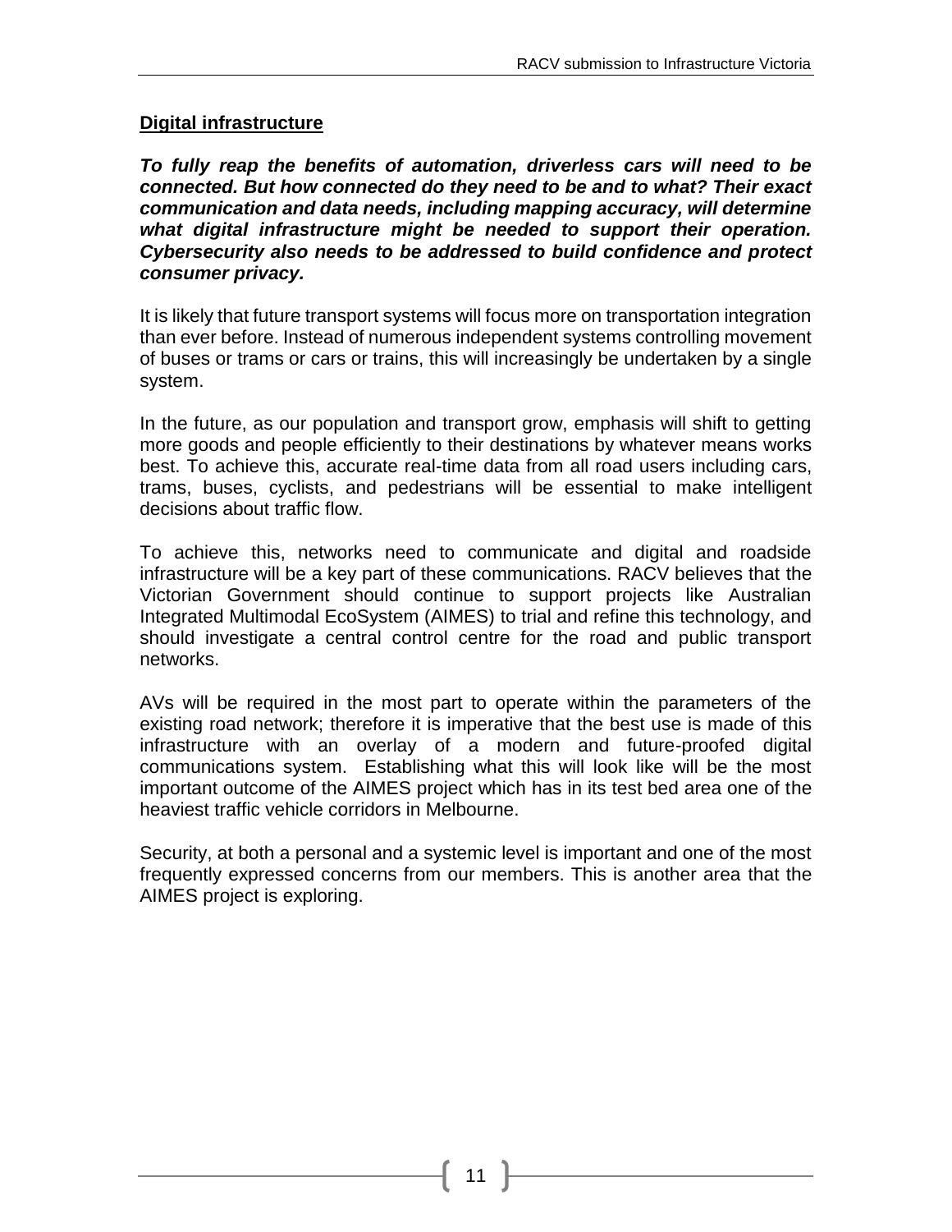## Digital infrastructure

***To fully reap the benefits of automation, driverless cars will need to be connected. But how connected do they need to be and to what? Their exact communication and data needs, including mapping accuracy, will determine what digital infrastructure might be needed to support their operation. Cybersecurity also needs to be addressed to build confidence and protect consumer privacy.***

It is likely that future transport systems will focus more on transportation integration than ever before. Instead of numerous independent systems controlling movement of buses or trams or cars or trains, this will increasingly be undertaken by a single system.

In the future, as our population and transport grow, emphasis will shift to getting more goods and people efficiently to their destinations by whatever means works best. To achieve this, accurate real-time data from all road users including cars, trams, buses, cyclists, and pedestrians will be essential to make intelligent decisions about traffic flow.

To achieve this, networks need to communicate and digital and roadside infrastructure will be a key part of these communications. RACV believes that the Victorian Government should continue to support projects like Australian Integrated Multimodal EcoSystem (AIMES) to trial and refine this technology, and should investigate a central control centre for the road and public transport networks.

AVs will be required in the most part to operate within the parameters of the existing road network; therefore it is imperative that the best use is made of this infrastructure with an overlay of a modern and future-proofed digital communications system. Establishing what this will look like will be the most important outcome of the AIMES project which has in its test bed area one of the heaviest traffic vehicle corridors in Melbourne.

Security, at both a personal and a systemic level is important and one of the most frequently expressed concerns from our members. This is another area that the AIMES project is exploring.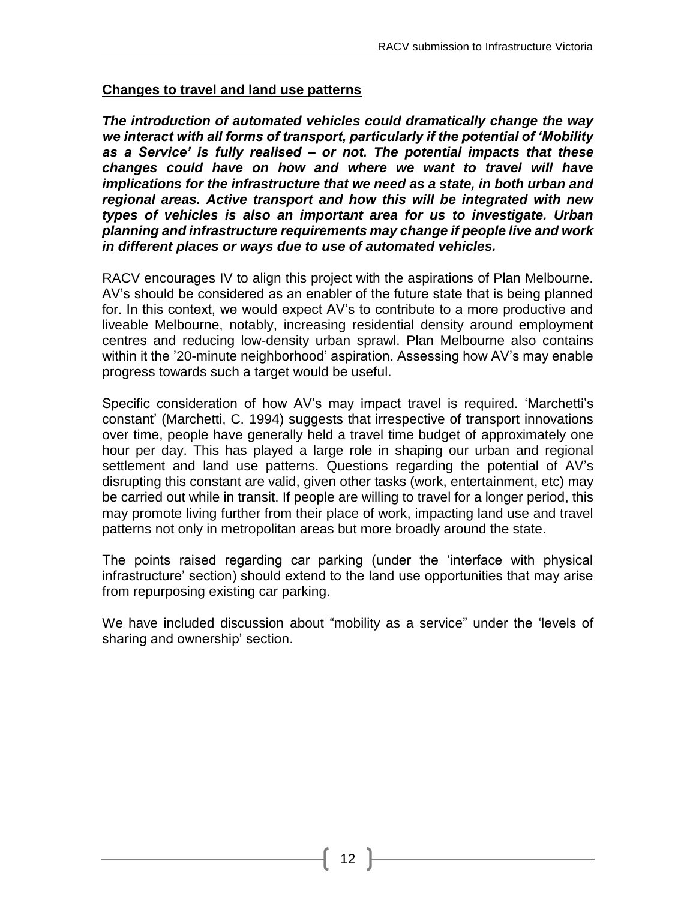**Changes to travel and land use patterns**

***The introduction of automated vehicles could dramatically change the way we interact with all forms of transport, particularly if the potential of 'Mobility as a Service' is fully realised – or not. The potential impacts that these changes could have on how and where we want to travel will have implications for the infrastructure that we need as a state, in both urban and regional areas. Active transport and how this will be integrated with new types of vehicles is also an important area for us to investigate. Urban planning and infrastructure requirements may change if people live and work in different places or ways due to use of automated vehicles.***

RACV encourages IV to align this project with the aspirations of Plan Melbourne. AV's should be considered as an enabler of the future state that is being planned for. In this context, we would expect AV's to contribute to a more productive and liveable Melbourne, notably, increasing residential density around employment centres and reducing low-density urban sprawl. Plan Melbourne also contains within it the '20-minute neighborhood' aspiration. Assessing how AV's may enable progress towards such a target would be useful.

Specific consideration of how AV's may impact travel is required. 'Marchetti's constant' (Marchetti, C. 1994) suggests that irrespective of transport innovations over time, people have generally held a travel time budget of approximately one hour per day. This has played a large role in shaping our urban and regional settlement and land use patterns. Questions regarding the potential of AV's disrupting this constant are valid, given other tasks (work, entertainment, etc) may be carried out while in transit. If people are willing to travel for a longer period, this may promote living further from their place of work, impacting land use and travel patterns not only in metropolitan areas but more broadly around the state.

The points raised regarding car parking (under the 'interface with physical infrastructure' section) should extend to the land use opportunities that may arise from repurposing existing car parking.

We have included discussion about "mobility as a service" under the 'levels of sharing and ownership' section.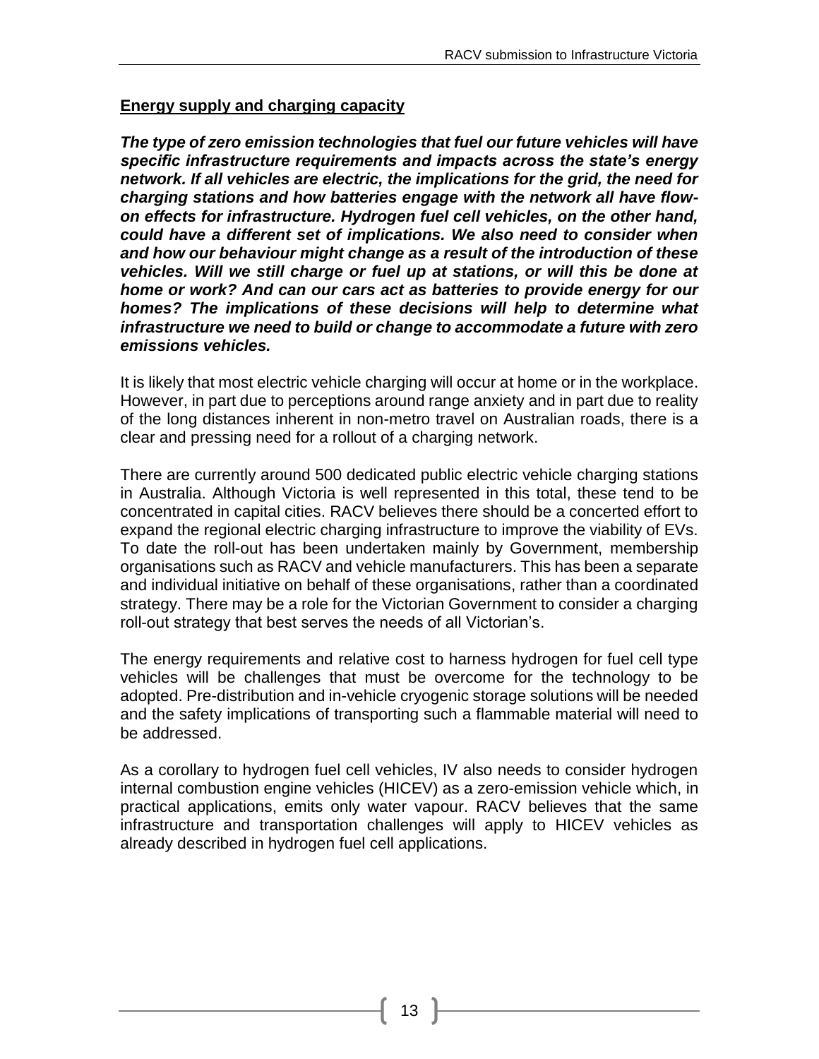**Energy supply and charging capacity**

***The type of zero emission technologies that fuel our future vehicles will have specific infrastructure requirements and impacts across the state's energy network. If all vehicles are electric, the implications for the grid, the need for charging stations and how batteries engage with the network all have flow-on effects for infrastructure. Hydrogen fuel cell vehicles, on the other hand, could have a different set of implications. We also need to consider when and how our behaviour might change as a result of the introduction of these vehicles. Will we still charge or fuel up at stations, or will this be done at home or work? And can our cars act as batteries to provide energy for our homes? The implications of these decisions will help to determine what infrastructure we need to build or change to accommodate a future with zero emissions vehicles.***

It is likely that most electric vehicle charging will occur at home or in the workplace. However, in part due to perceptions around range anxiety and in part due to reality of the long distances inherent in non-metro travel on Australian roads, there is a clear and pressing need for a rollout of a charging network.

There are currently around 500 dedicated public electric vehicle charging stations in Australia. Although Victoria is well represented in this total, these tend to be concentrated in capital cities. RACV believes there should be a concerted effort to expand the regional electric charging infrastructure to improve the viability of EVs. To date the roll-out has been undertaken mainly by Government, membership organisations such as RACV and vehicle manufacturers. This has been a separate and individual initiative on behalf of these organisations, rather than a coordinated strategy. There may be a role for the Victorian Government to consider a charging roll-out strategy that best serves the needs of all Victorian's.

The energy requirements and relative cost to harness hydrogen for fuel cell type vehicles will be challenges that must be overcome for the technology to be adopted. Pre-distribution and in-vehicle cryogenic storage solutions will be needed and the safety implications of transporting such a flammable material will need to be addressed.

As a corollary to hydrogen fuel cell vehicles, IV also needs to consider hydrogen internal combustion engine vehicles (HICEV) as a zero-emission vehicle which, in practical applications, emits only water vapour. RACV believes that the same infrastructure and transportation challenges will apply to HICEV vehicles as already described in hydrogen fuel cell applications.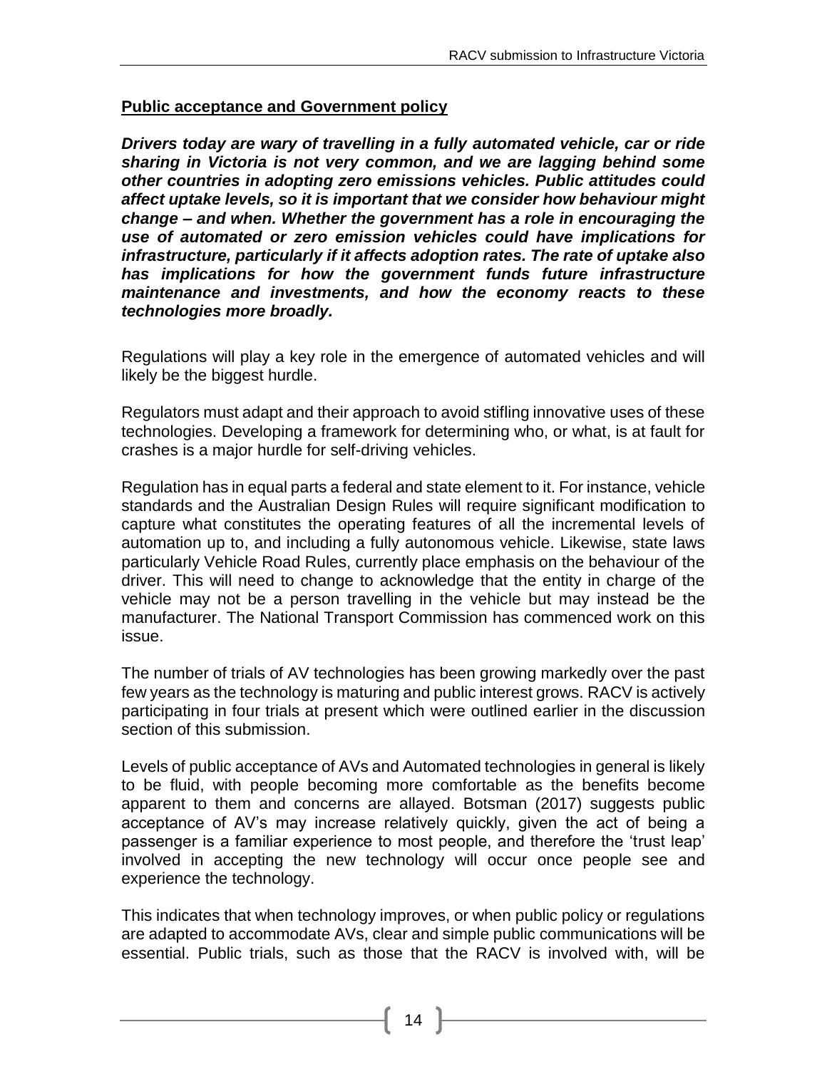## Public acceptance and Government policy

***Drivers today are wary of travelling in a fully automated vehicle, car or ride sharing in Victoria is not very common, and we are lagging behind some other countries in adopting zero emissions vehicles. Public attitudes could affect uptake levels, so it is important that we consider how behaviour might change – and when. Whether the government has a role in encouraging the use of automated or zero emission vehicles could have implications for infrastructure, particularly if it affects adoption rates. The rate of uptake also has implications for how the government funds future infrastructure maintenance and investments, and how the economy reacts to these technologies more broadly.***

Regulations will play a key role in the emergence of automated vehicles and will likely be the biggest hurdle.

Regulators must adapt and their approach to avoid stifling innovative uses of these technologies. Developing a framework for determining who, or what, is at fault for crashes is a major hurdle for self-driving vehicles.

Regulation has in equal parts a federal and state element to it. For instance, vehicle standards and the Australian Design Rules will require significant modification to capture what constitutes the operating features of all the incremental levels of automation up to, and including a fully autonomous vehicle. Likewise, state laws particularly Vehicle Road Rules, currently place emphasis on the behaviour of the driver. This will need to change to acknowledge that the entity in charge of the vehicle may not be a person travelling in the vehicle but may instead be the manufacturer. The National Transport Commission has commenced work on this issue.

The number of trials of AV technologies has been growing markedly over the past few years as the technology is maturing and public interest grows. RACV is actively participating in four trials at present which were outlined earlier in the discussion section of this submission.

Levels of public acceptance of AVs and Automated technologies in general is likely to be fluid, with people becoming more comfortable as the benefits become apparent to them and concerns are allayed. Botsman (2017) suggests public acceptance of AV's may increase relatively quickly, given the act of being a passenger is a familiar experience to most people, and therefore the 'trust leap' involved in accepting the new technology will occur once people see and experience the technology.

This indicates that when technology improves, or when public policy or regulations are adapted to accommodate AVs, clear and simple public communications will be essential. Public trials, such as those that the RACV is involved with, will be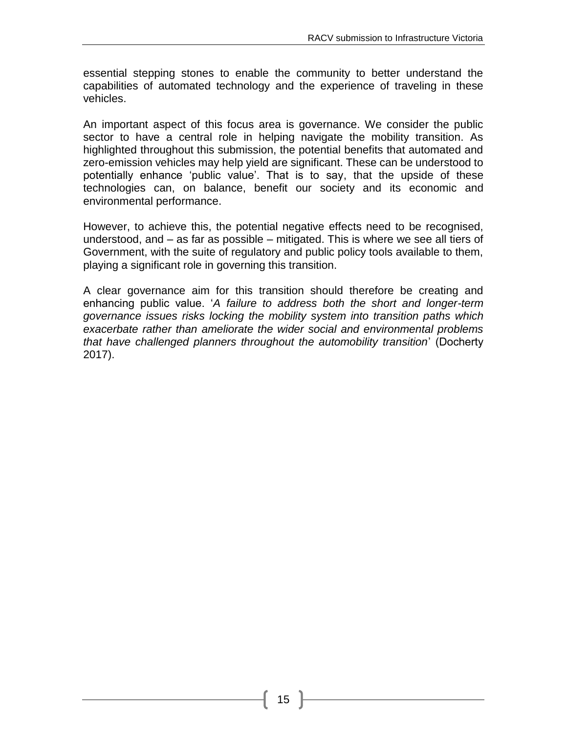essential stepping stones to enable the community to better understand the capabilities of automated technology and the experience of traveling in these vehicles.

An important aspect of this focus area is governance. We consider the public sector to have a central role in helping navigate the mobility transition. As highlighted throughout this submission, the potential benefits that automated and zero-emission vehicles may help yield are significant. These can be understood to potentially enhance 'public value'. That is to say, that the upside of these technologies can, on balance, benefit our society and its economic and environmental performance.

However, to achieve this, the potential negative effects need to be recognised, understood, and – as far as possible – mitigated. This is where we see all tiers of Government, with the suite of regulatory and public policy tools available to them, playing a significant role in governing this transition.

A clear governance aim for this transition should therefore be creating and enhancing public value. '*A failure to address both the short and longer-term governance issues risks locking the mobility system into transition paths which exacerbate rather than ameliorate the wider social and environmental problems that have challenged planners throughout the automobility transition*' (Docherty 2017).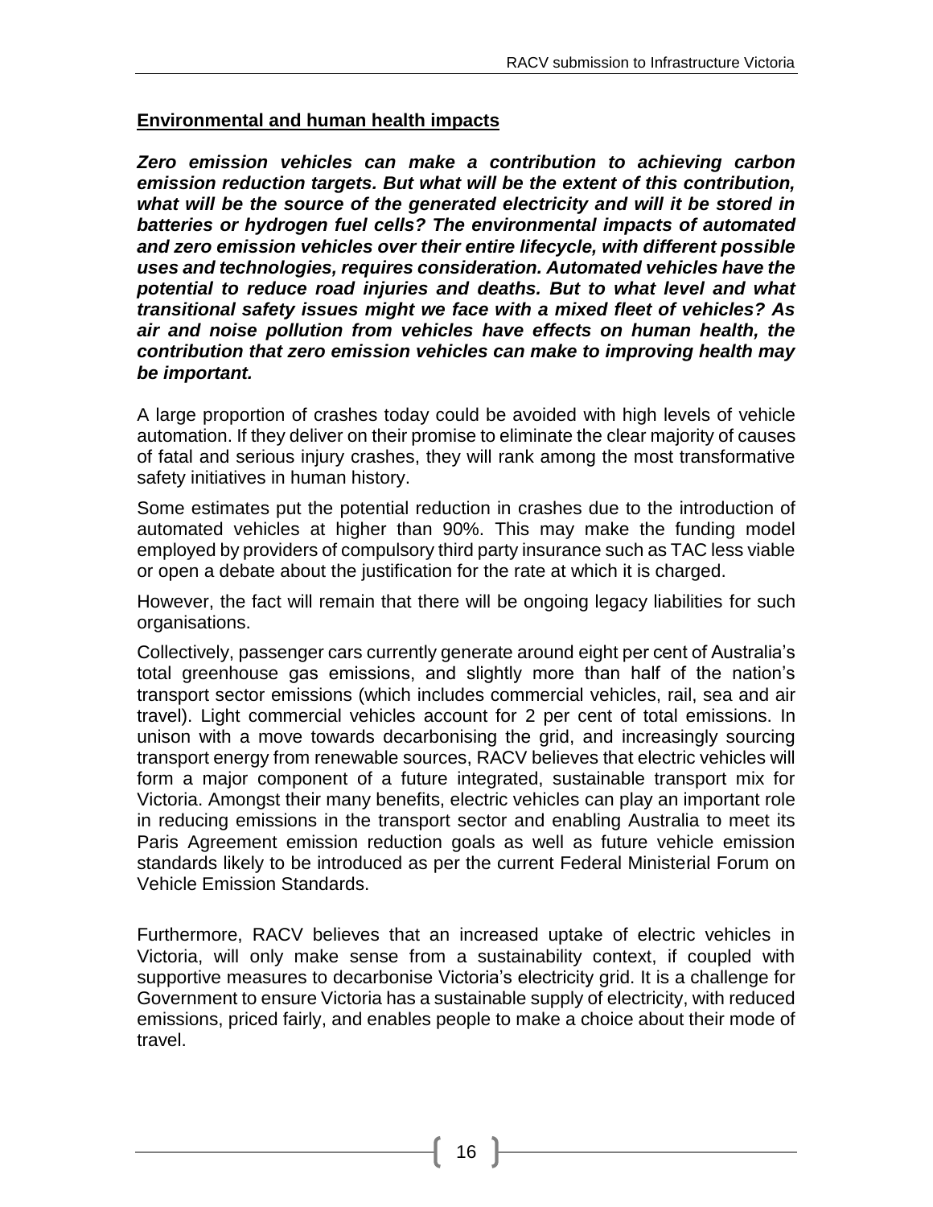## Environmental and human health impacts

***Zero emission vehicles can make a contribution to achieving carbon emission reduction targets. But what will be the extent of this contribution, what will be the source of the generated electricity and will it be stored in batteries or hydrogen fuel cells? The environmental impacts of automated and zero emission vehicles over their entire lifecycle, with different possible uses and technologies, requires consideration. Automated vehicles have the potential to reduce road injuries and deaths. But to what level and what transitional safety issues might we face with a mixed fleet of vehicles? As air and noise pollution from vehicles have effects on human health, the contribution that zero emission vehicles can make to improving health may be important.***

A large proportion of crashes today could be avoided with high levels of vehicle automation. If they deliver on their promise to eliminate the clear majority of causes of fatal and serious injury crashes, they will rank among the most transformative safety initiatives in human history.

Some estimates put the potential reduction in crashes due to the introduction of automated vehicles at higher than 90%. This may make the funding model employed by providers of compulsory third party insurance such as TAC less viable or open a debate about the justification for the rate at which it is charged.

However, the fact will remain that there will be ongoing legacy liabilities for such organisations.

Collectively, passenger cars currently generate around eight per cent of Australia's total greenhouse gas emissions, and slightly more than half of the nation's transport sector emissions (which includes commercial vehicles, rail, sea and air travel). Light commercial vehicles account for 2 per cent of total emissions. In unison with a move towards decarbonising the grid, and increasingly sourcing transport energy from renewable sources, RACV believes that electric vehicles will form a major component of a future integrated, sustainable transport mix for Victoria. Amongst their many benefits, electric vehicles can play an important role in reducing emissions in the transport sector and enabling Australia to meet its Paris Agreement emission reduction goals as well as future vehicle emission standards likely to be introduced as per the current Federal Ministerial Forum on Vehicle Emission Standards.

Furthermore, RACV believes that an increased uptake of electric vehicles in Victoria, will only make sense from a sustainability context, if coupled with supportive measures to decarbonise Victoria's electricity grid. It is a challenge for Government to ensure Victoria has a sustainable supply of electricity, with reduced emissions, priced fairly, and enables people to make a choice about their mode of travel.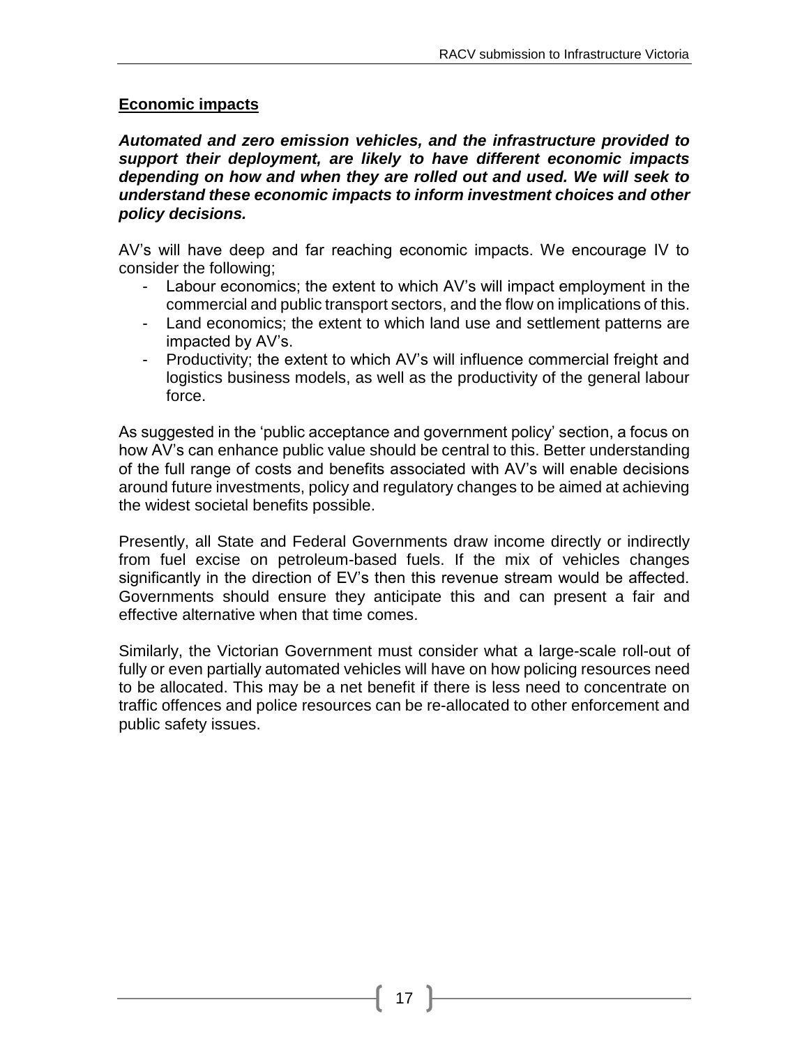## Economic impacts

***Automated and zero emission vehicles, and the infrastructure provided to support their deployment, are likely to have different economic impacts depending on how and when they are rolled out and used. We will seek to understand these economic impacts to inform investment choices and other policy decisions.***

AV's will have deep and far reaching economic impacts. We encourage IV to consider the following;

- Labour economics; the extent to which AV's will impact employment in the commercial and public transport sectors, and the flow on implications of this.
- Land economics; the extent to which land use and settlement patterns are impacted by AV's.
- Productivity; the extent to which AV's will influence commercial freight and logistics business models, as well as the productivity of the general labour force.

As suggested in the 'public acceptance and government policy' section, a focus on how AV's can enhance public value should be central to this. Better understanding of the full range of costs and benefits associated with AV's will enable decisions around future investments, policy and regulatory changes to be aimed at achieving the widest societal benefits possible.

Presently, all State and Federal Governments draw income directly or indirectly from fuel excise on petroleum-based fuels. If the mix of vehicles changes significantly in the direction of EV's then this revenue stream would be affected. Governments should ensure they anticipate this and can present a fair and effective alternative when that time comes.

Similarly, the Victorian Government must consider what a large-scale roll-out of fully or even partially automated vehicles will have on how policing resources need to be allocated. This may be a net benefit if there is less need to concentrate on traffic offences and police resources can be re-allocated to other enforcement and public safety issues.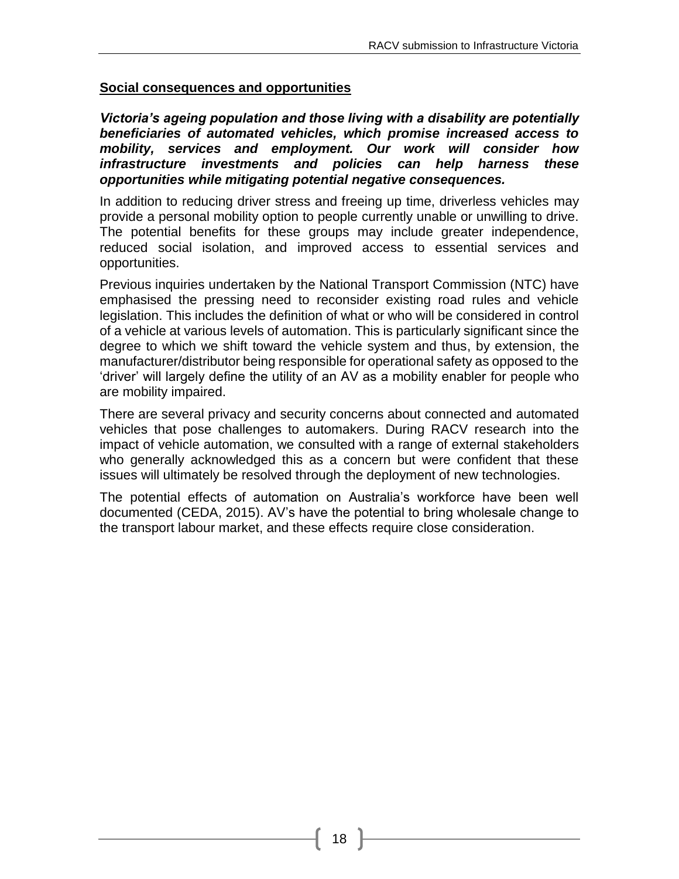**Social consequences and opportunities**

***Victoria's ageing population and those living with a disability are potentially beneficiaries of automated vehicles, which promise increased access to mobility, services and employment. Our work will consider how infrastructure investments and policies can help harness these opportunities while mitigating potential negative consequences.***

In addition to reducing driver stress and freeing up time, driverless vehicles may provide a personal mobility option to people currently unable or unwilling to drive. The potential benefits for these groups may include greater independence, reduced social isolation, and improved access to essential services and opportunities.

Previous inquiries undertaken by the National Transport Commission (NTC) have emphasised the pressing need to reconsider existing road rules and vehicle legislation. This includes the definition of what or who will be considered in control of a vehicle at various levels of automation. This is particularly significant since the degree to which we shift toward the vehicle system and thus, by extension, the manufacturer/distributor being responsible for operational safety as opposed to the 'driver' will largely define the utility of an AV as a mobility enabler for people who are mobility impaired.

There are several privacy and security concerns about connected and automated vehicles that pose challenges to automakers. During RACV research into the impact of vehicle automation, we consulted with a range of external stakeholders who generally acknowledged this as a concern but were confident that these issues will ultimately be resolved through the deployment of new technologies.

The potential effects of automation on Australia's workforce have been well documented (CEDA, 2015). AV's have the potential to bring wholesale change to the transport labour market, and these effects require close consideration.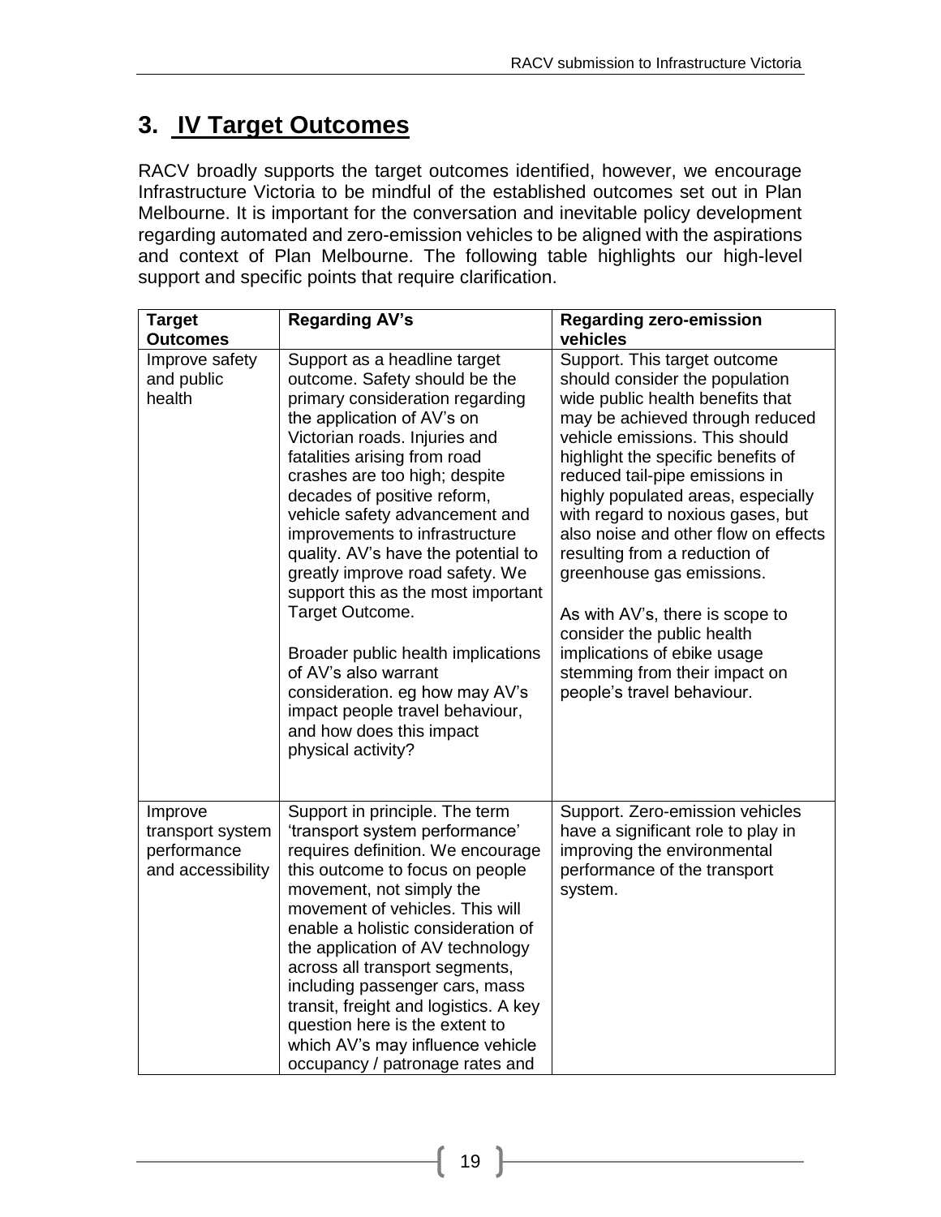## 3. IV Target Outcomes

RACV broadly supports the target outcomes identified, however, we encourage Infrastructure Victoria to be mindful of the established outcomes set out in Plan Melbourne. It is important for the conversation and inevitable policy development regarding automated and zero-emission vehicles to be aligned with the aspirations and context of Plan Melbourne. The following table highlights our high-level support and specific points that require clarification.

| Target Outcomes | Regarding AV's | Regarding zero-emission vehicles |
|---|---|---|
| Improve safety and public health | Support as a headline target outcome. Safety should be the primary consideration regarding the application of AV's on Victorian roads. Injuries and fatalities arising from road crashes are too high; despite decades of positive reform, vehicle safety advancement and improvements to infrastructure quality. AV's have the potential to greatly improve road safety. We support this as the most important Target Outcome.<br><br>Broader public health implications of AV's also warrant consideration. eg how may AV's impact people travel behaviour, and how does this impact physical activity? | Support. This target outcome should consider the population wide public health benefits that may be achieved through reduced vehicle emissions. This should highlight the specific benefits of reduced tail-pipe emissions in highly populated areas, especially with regard to noxious gases, but also noise and other flow on effects resulting from a reduction of greenhouse gas emissions.<br><br>As with AV's, there is scope to consider the public health implications of ebike usage stemming from their impact on people's travel behaviour. |
| Improve transport system performance and accessibility | Support in principle. The term 'transport system performance' requires definition. We encourage this outcome to focus on people movement, not simply the movement of vehicles. This will enable a holistic consideration of the application of AV technology across all transport segments, including passenger cars, mass transit, freight and logistics. A key question here is the extent to which AV's may influence vehicle occupancy / patronage rates and | Support. Zero-emission vehicles have a significant role to play in improving the environmental performance of the transport system. |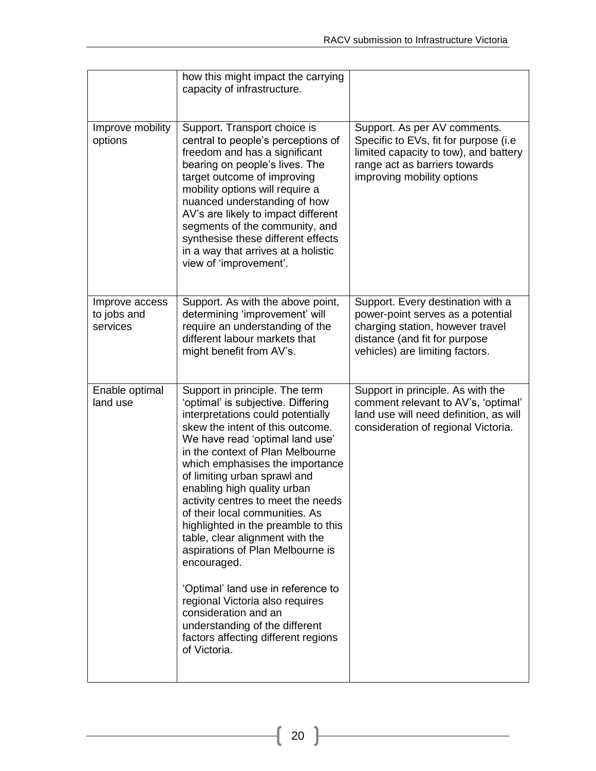| | | |
|---|---|---|
| | how this might impact the carrying capacity of infrastructure. | |
| Improve mobility options | Support. Transport choice is central to people's perceptions of freedom and has a significant bearing on people's lives. The target outcome of improving mobility options will require a nuanced understanding of how AV's are likely to impact different segments of the community, and synthesise these different effects in a way that arrives at a holistic view of 'improvement'. | Support. As per AV comments. Specific to EVs, fit for purpose (i.e limited capacity to tow), and battery range act as barriers towards improving mobility options |
| Improve access to jobs and services | Support. As with the above point, determining 'improvement' will require an understanding of the different labour markets that might benefit from AV's. | Support. Every destination with a power-point serves as a potential charging station, however travel distance (and fit for purpose vehicles) are limiting factors. |
| Enable optimal land use | Support in principle. The term 'optimal' is subjective. Differing interpretations could potentially skew the intent of this outcome. We have read 'optimal land use' in the context of Plan Melbourne which emphasises the importance of limiting urban sprawl and enabling high quality urban activity centres to meet the needs of their local communities. As highlighted in the preamble to this table, clear alignment with the aspirations of Plan Melbourne is encouraged.<br><br>'Optimal' land use in reference to regional Victoria also requires consideration and an understanding of the different factors affecting different regions of Victoria. | Support in principle. As with the comment relevant to AV's, 'optimal' land use will need definition, as will consideration of regional Victoria. |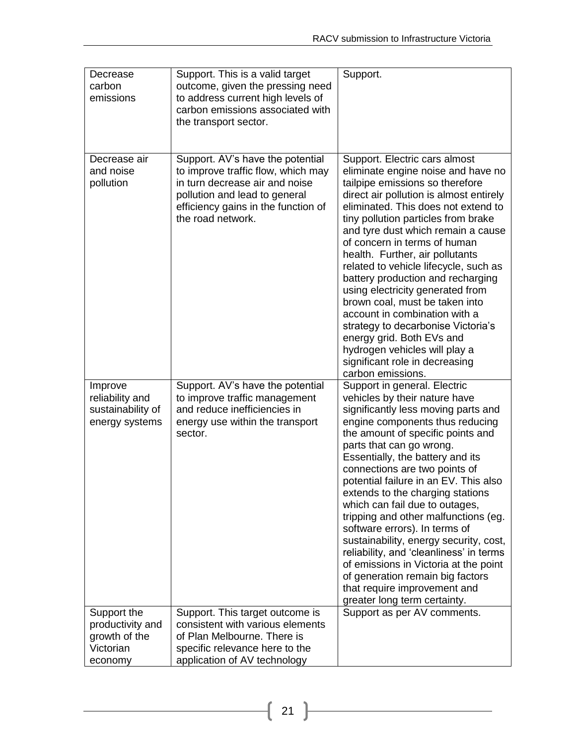| | | |
|---|---|---|
| Decrease carbon emissions | Support. This is a valid target outcome, given the pressing need to address current high levels of carbon emissions associated with the transport sector. | Support. |
| Decrease air and noise pollution | Support. AV's have the potential to improve traffic flow, which may in turn decrease air and noise pollution and lead to general efficiency gains in the function of the road network. | Support. Electric cars almost eliminate engine noise and have no tailpipe emissions so therefore direct air pollution is almost entirely eliminated. This does not extend to tiny pollution particles from brake and tyre dust which remain a cause of concern in terms of human health. Further, air pollutants related to vehicle lifecycle, such as battery production and recharging using electricity generated from brown coal, must be taken into account in combination with a strategy to decarbonise Victoria's energy grid. Both EVs and hydrogen vehicles will play a significant role in decreasing carbon emissions. |
| Improve reliability and sustainability of energy systems | Support. AV's have the potential to improve traffic management and reduce inefficiencies in energy use within the transport sector. | Support in general. Electric vehicles by their nature have significantly less moving parts and engine components thus reducing the amount of specific points and parts that can go wrong. Essentially, the battery and its connections are two points of potential failure in an EV. This also extends to the charging stations which can fail due to outages, tripping and other malfunctions (eg. software errors). In terms of sustainability, energy security, cost, reliability, and 'cleanliness' in terms of emissions in Victoria at the point of generation remain big factors that require improvement and greater long term certainty. |
| Support the productivity and growth of the Victorian economy | Support. This target outcome is consistent with various elements of Plan Melbourne. There is specific relevance here to the application of AV technology | Support as per AV comments. |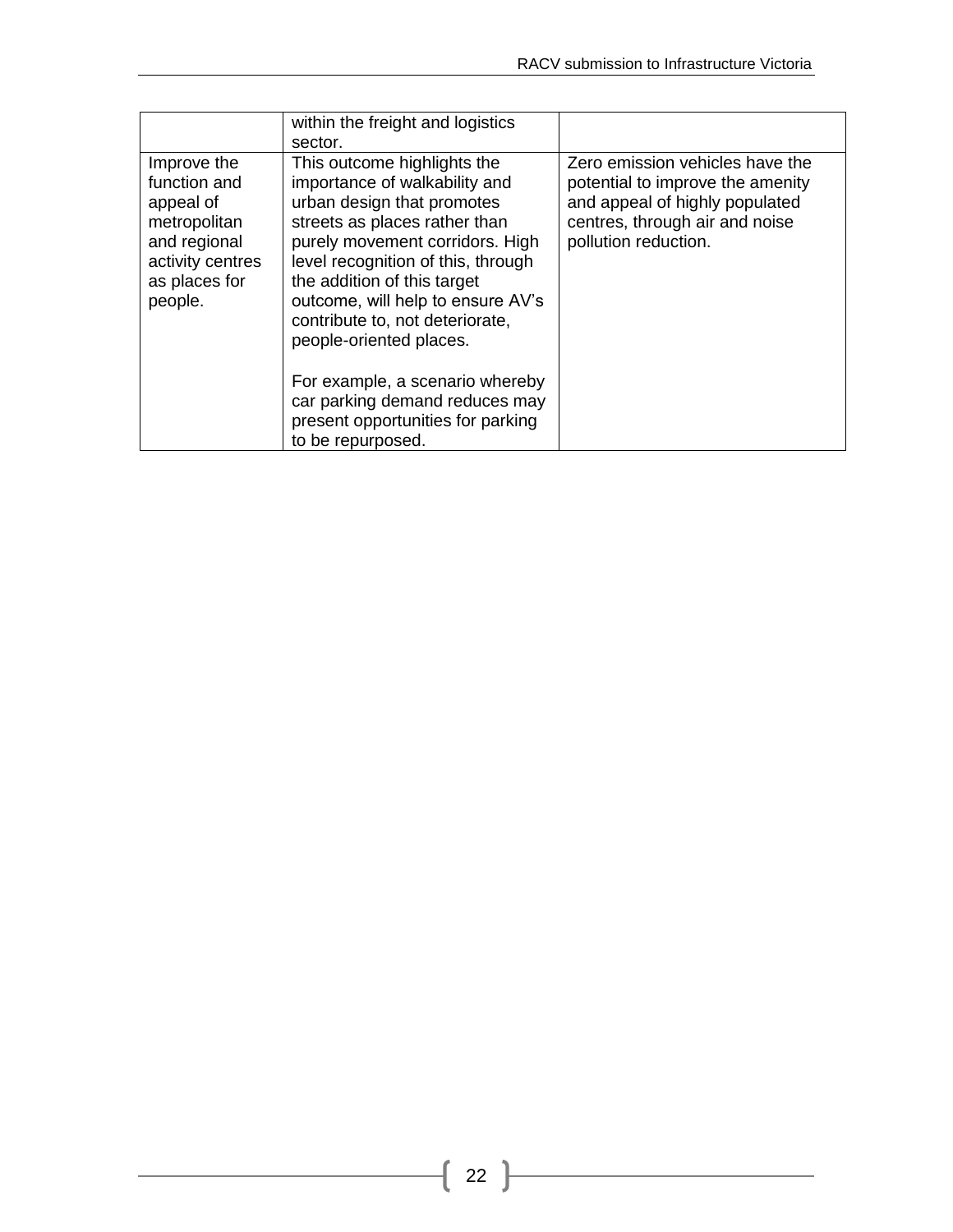| | | |
|---|---|---|
| | within the freight and logistics sector. | |
| Improve the function and appeal of metropolitan and regional activity centres as places for people. | This outcome highlights the importance of walkability and urban design that promotes streets as places rather than purely movement corridors. High level recognition of this, through the addition of this target outcome, will help to ensure AV's contribute to, not deteriorate, people-oriented places.<br><br>For example, a scenario whereby car parking demand reduces may present opportunities for parking to be repurposed. | Zero emission vehicles have the potential to improve the amenity and appeal of highly populated centres, through air and noise pollution reduction. |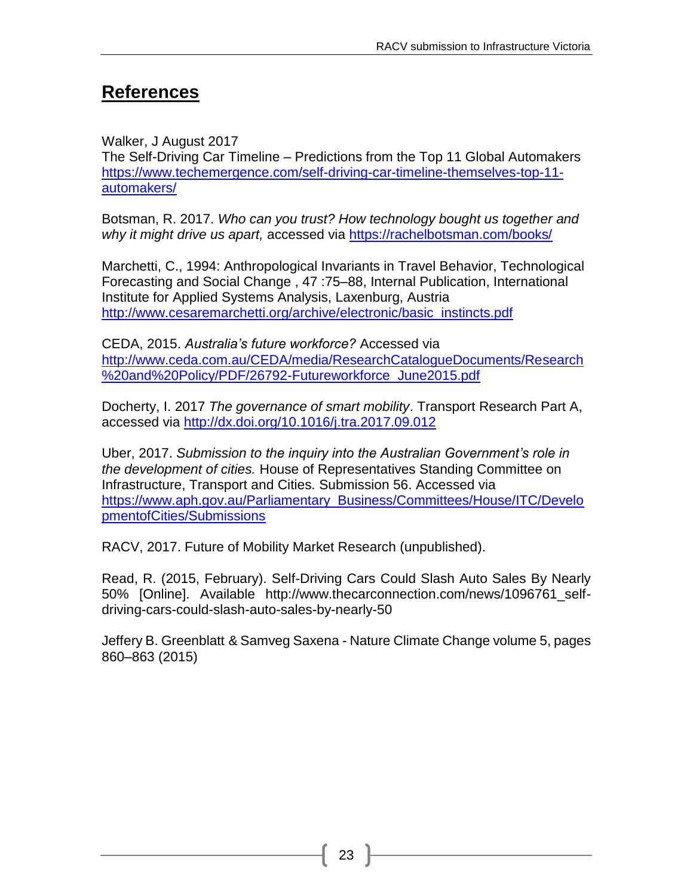# References

Walker, J August 2017
The Self-Driving Car Timeline – Predictions from the Top 11 Global Automakers
https://www.techemergence.com/self-driving-car-timeline-themselves-top-11-automakers/

Botsman, R. 2017. *Who can you trust? How technology bought us together and why it might drive us apart,* accessed via https://rachelbotsman.com/books/

Marchetti, C., 1994: Anthropological Invariants in Travel Behavior, Technological Forecasting and Social Change , 47 :75–88, Internal Publication, International Institute for Applied Systems Analysis, Laxenburg, Austria
http://www.cesaremarchetti.org/archive/electronic/basic_instincts.pdf

CEDA, 2015. *Australia's future workforce?* Accessed via
http://www.ceda.com.au/CEDA/media/ResearchCatalogueDocuments/Research%20and%20Policy/PDF/26792-Futureworkforce_June2015.pdf

Docherty, I. 2017 *The governance of smart mobility*. Transport Research Part A, accessed via http://dx.doi.org/10.1016/j.tra.2017.09.012

Uber, 2017. *Submission to the inquiry into the Australian Government's role in the development of cities.* House of Representatives Standing Committee on Infrastructure, Transport and Cities. Submission 56. Accessed via
https://www.aph.gov.au/Parliamentary_Business/Committees/House/ITC/DevelopmentofCities/Submissions

RACV, 2017. Future of Mobility Market Research (unpublished).

Read, R. (2015, February). Self-Driving Cars Could Slash Auto Sales By Nearly 50% [Online]. Available http://www.thecarconnection.com/news/1096761_self-driving-cars-could-slash-auto-sales-by-nearly-50

Jeffery B. Greenblatt & Samveg Saxena - Nature Climate Change volume 5, pages 860–863 (2015)